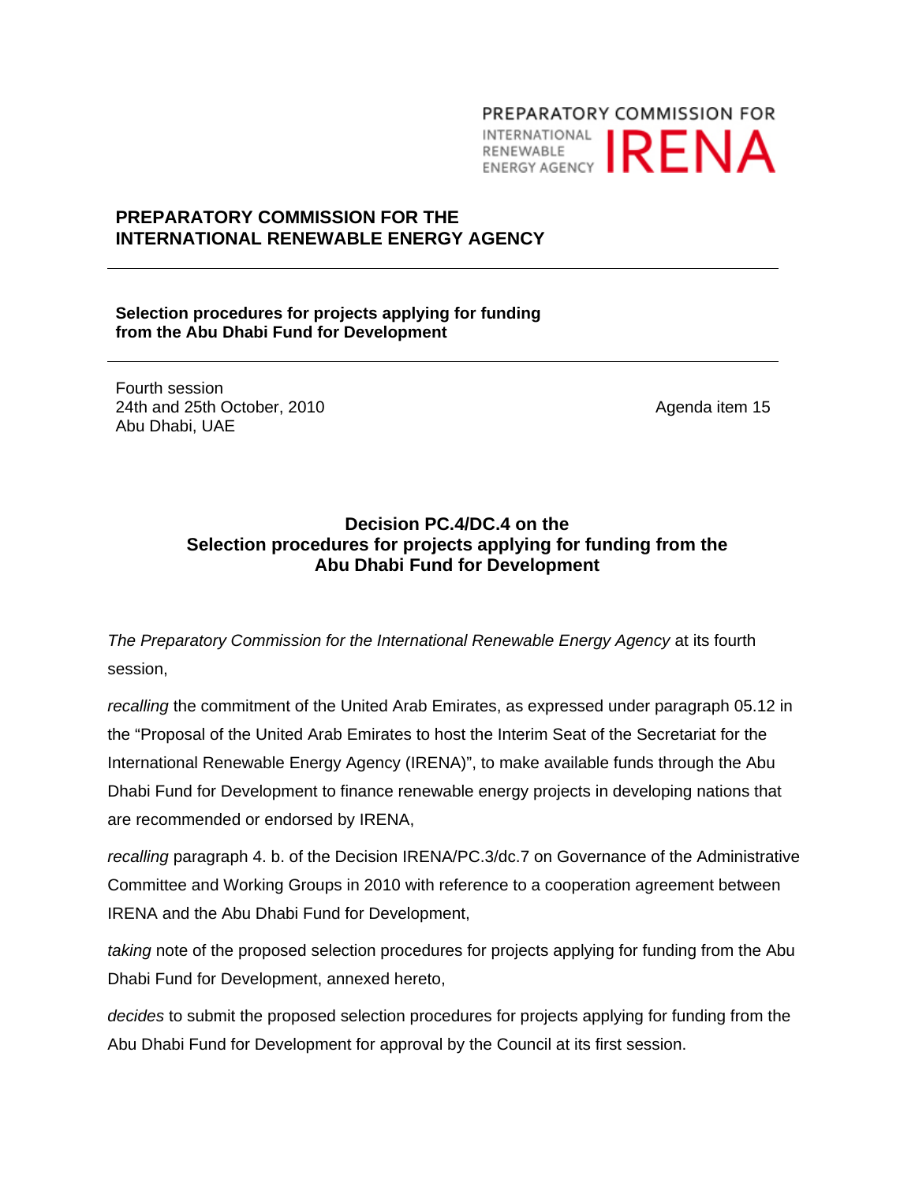PREPARATORY COMMISSION FOR
INTERNATIONAL RENEWABLE ENERGY AGENCY IRENA

**PREPARATORY COMMISSION FOR THE INTERNATIONAL RENEWABLE ENERGY AGENCY**

---

**Selection procedures for projects applying for funding from the Abu Dhabi Fund for Development**

---

Fourth session
24th and 25th October, 2010
Abu Dhabi, UAE

Agenda item 15

## Decision PC.4/DC.4 on the Selection procedures for projects applying for funding from the Abu Dhabi Fund for Development

*The Preparatory Commission for the International Renewable Energy Agency* at its fourth session,

*recalling* the commitment of the United Arab Emirates, as expressed under paragraph 05.12 in the "Proposal of the United Arab Emirates to host the Interim Seat of the Secretariat for the International Renewable Energy Agency (IRENA)", to make available funds through the Abu Dhabi Fund for Development to finance renewable energy projects in developing nations that are recommended or endorsed by IRENA,

*recalling* paragraph 4. b. of the Decision IRENA/PC.3/dc.7 on Governance of the Administrative Committee and Working Groups in 2010 with reference to a cooperation agreement between IRENA and the Abu Dhabi Fund for Development,

*taking* note of the proposed selection procedures for projects applying for funding from the Abu Dhabi Fund for Development, annexed hereto,

*decides* to submit the proposed selection procedures for projects applying for funding from the Abu Dhabi Fund for Development for approval by the Council at its first session.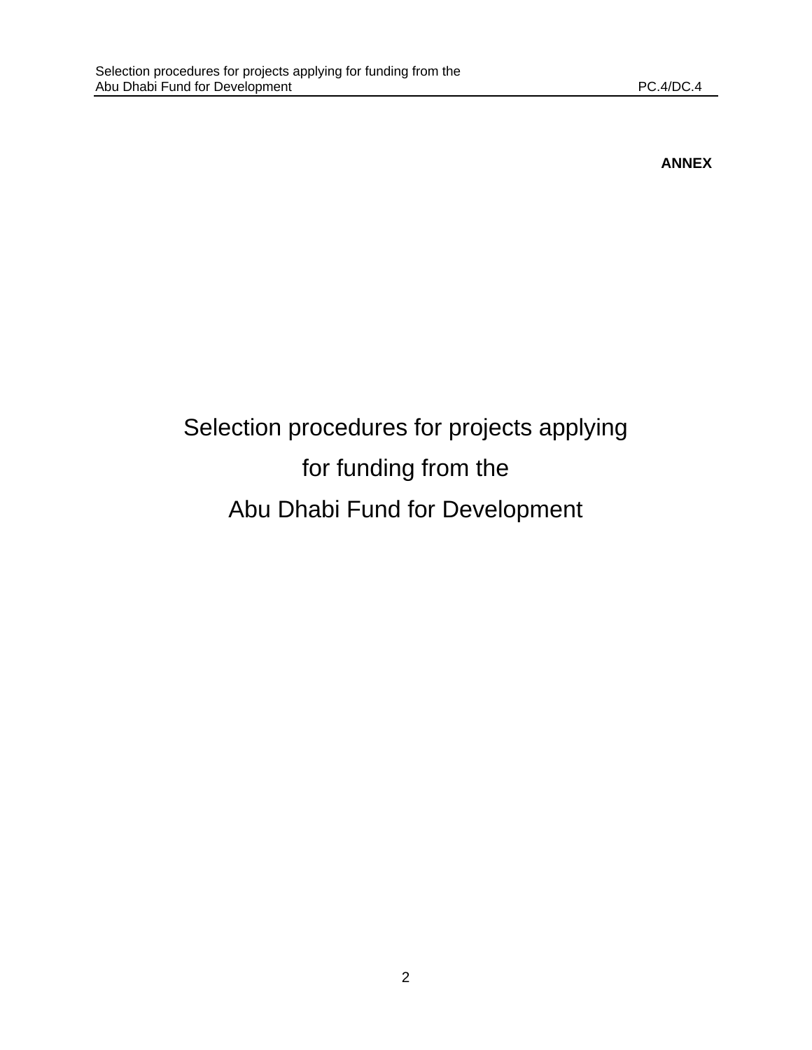**ANNEX**

# Selection procedures for projects applying for funding from the Abu Dhabi Fund for Development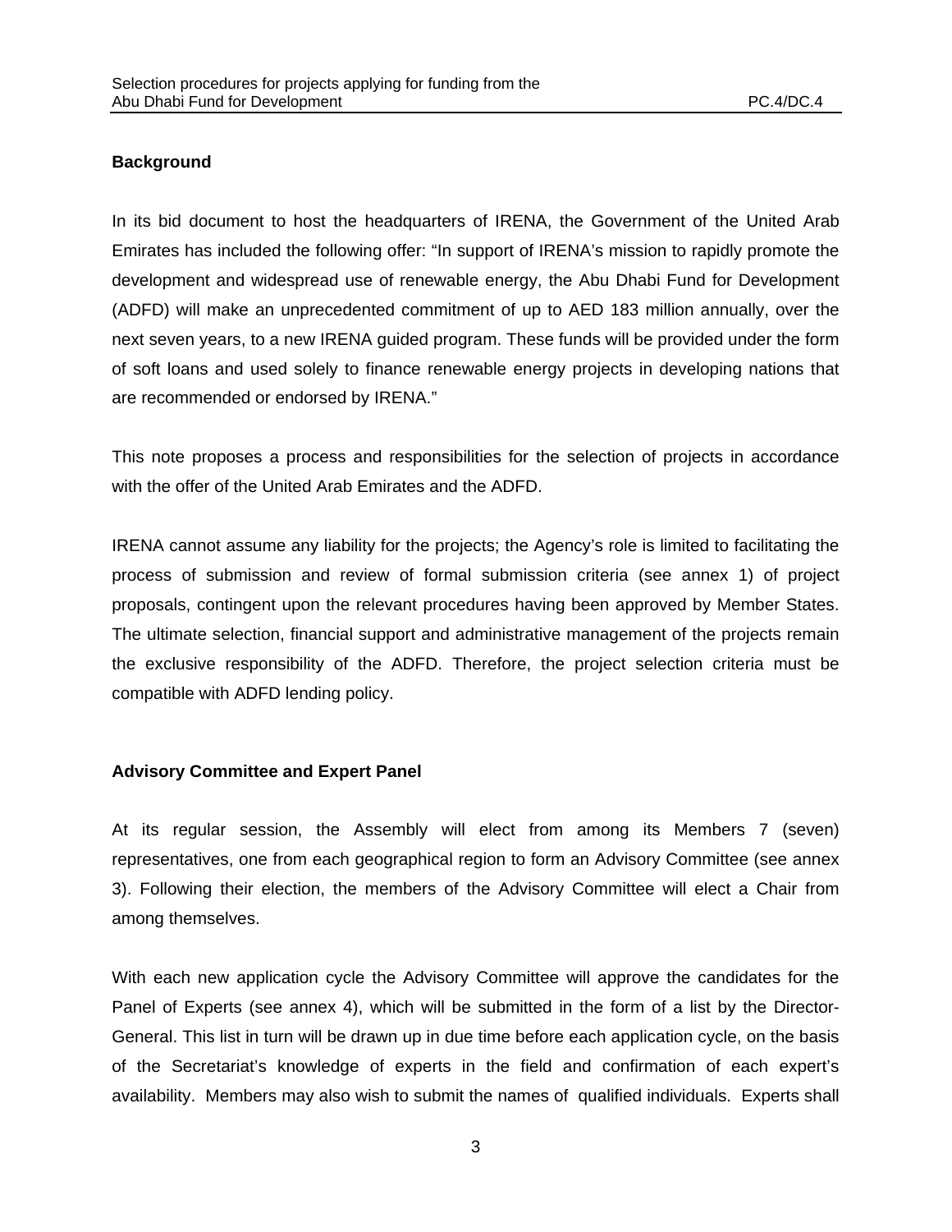## Background

In its bid document to host the headquarters of IRENA, the Government of the United Arab Emirates has included the following offer: "In support of IRENA's mission to rapidly promote the development and widespread use of renewable energy, the Abu Dhabi Fund for Development (ADFD) will make an unprecedented commitment of up to AED 183 million annually, over the next seven years, to a new IRENA guided program. These funds will be provided under the form of soft loans and used solely to finance renewable energy projects in developing nations that are recommended or endorsed by IRENA."

This note proposes a process and responsibilities for the selection of projects in accordance with the offer of the United Arab Emirates and the ADFD.

IRENA cannot assume any liability for the projects; the Agency's role is limited to facilitating the process of submission and review of formal submission criteria (see annex 1) of project proposals, contingent upon the relevant procedures having been approved by Member States. The ultimate selection, financial support and administrative management of the projects remain the exclusive responsibility of the ADFD. Therefore, the project selection criteria must be compatible with ADFD lending policy.

## Advisory Committee and Expert Panel

At its regular session, the Assembly will elect from among its Members 7 (seven) representatives, one from each geographical region to form an Advisory Committee (see annex 3). Following their election, the members of the Advisory Committee will elect a Chair from among themselves.

With each new application cycle the Advisory Committee will approve the candidates for the Panel of Experts (see annex 4), which will be submitted in the form of a list by the Director-General. This list in turn will be drawn up in due time before each application cycle, on the basis of the Secretariat's knowledge of experts in the field and confirmation of each expert's availability. Members may also wish to submit the names of qualified individuals. Experts shall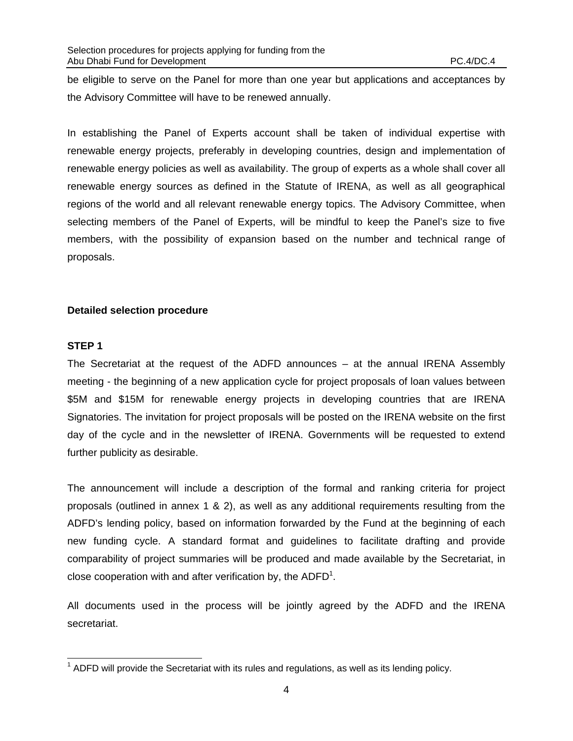be eligible to serve on the Panel for more than one year but applications and acceptances by the Advisory Committee will have to be renewed annually.

In establishing the Panel of Experts account shall be taken of individual expertise with renewable energy projects, preferably in developing countries, design and implementation of renewable energy policies as well as availability. The group of experts as a whole shall cover all renewable energy sources as defined in the Statute of IRENA, as well as all geographical regions of the world and all relevant renewable energy topics. The Advisory Committee, when selecting members of the Panel of Experts, will be mindful to keep the Panel's size to five members, with the possibility of expansion based on the number and technical range of proposals.

## Detailed selection procedure

### STEP 1

The Secretariat at the request of the ADFD announces – at the annual IRENA Assembly meeting - the beginning of a new application cycle for project proposals of loan values between $5M and $15M for renewable energy projects in developing countries that are IRENA Signatories. The invitation for project proposals will be posted on the IRENA website on the first day of the cycle and in the newsletter of IRENA. Governments will be requested to extend further publicity as desirable.

The announcement will include a description of the formal and ranking criteria for project proposals (outlined in annex 1 & 2), as well as any additional requirements resulting from the ADFD's lending policy, based on information forwarded by the Fund at the beginning of each new funding cycle. A standard format and guidelines to facilitate drafting and provide comparability of project summaries will be produced and made available by the Secretariat, in close cooperation with and after verification by, the ADFD[1].

All documents used in the process will be jointly agreed by the ADFD and the IRENA secretariat.

[1] ADFD will provide the Secretariat with its rules and regulations, as well as its lending policy.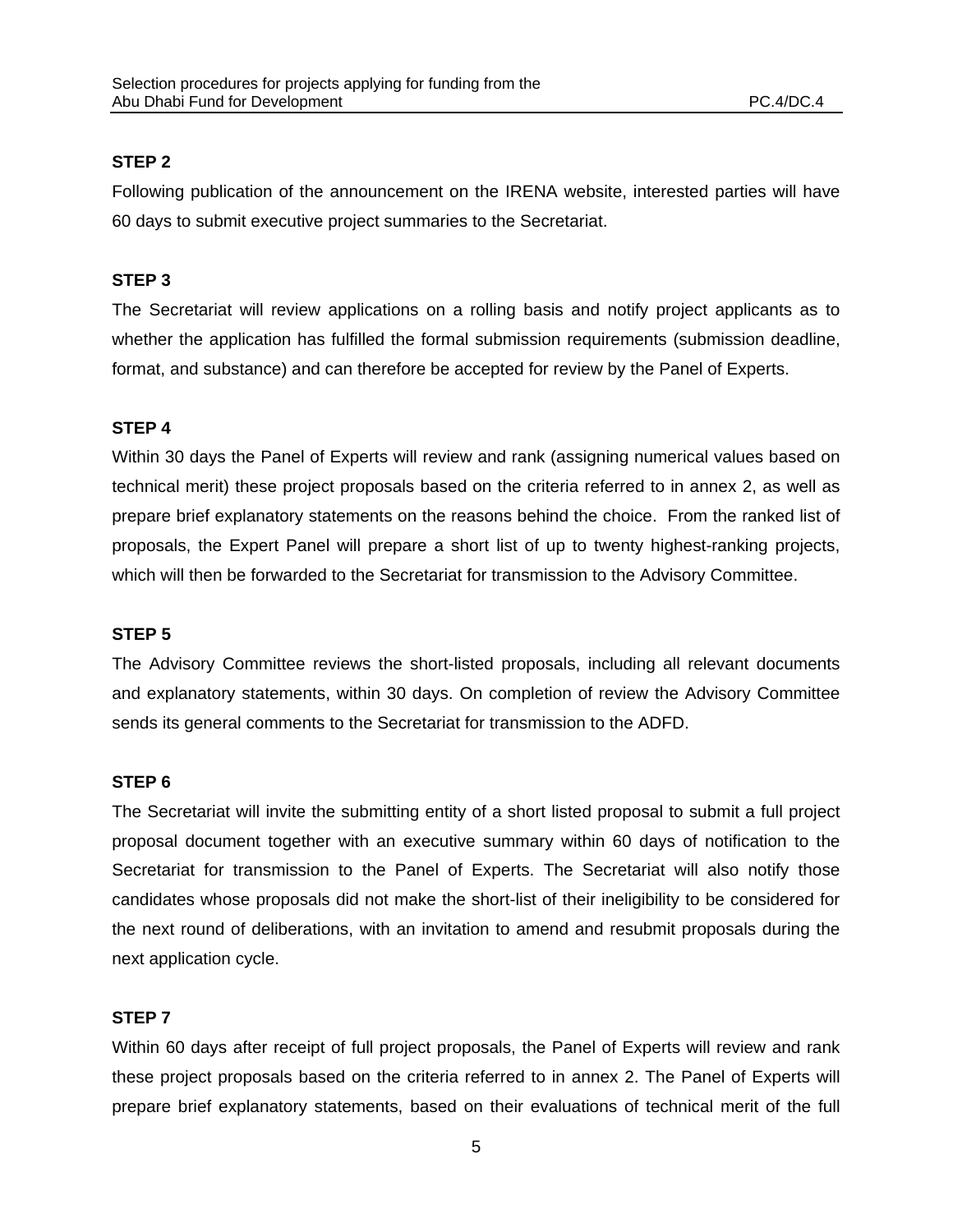**STEP 2**

Following publication of the announcement on the IRENA website, interested parties will have 60 days to submit executive project summaries to the Secretariat.

**STEP 3**

The Secretariat will review applications on a rolling basis and notify project applicants as to whether the application has fulfilled the formal submission requirements (submission deadline, format, and substance) and can therefore be accepted for review by the Panel of Experts.

**STEP 4**

Within 30 days the Panel of Experts will review and rank (assigning numerical values based on technical merit) these project proposals based on the criteria referred to in annex 2, as well as prepare brief explanatory statements on the reasons behind the choice. From the ranked list of proposals, the Expert Panel will prepare a short list of up to twenty highest-ranking projects, which will then be forwarded to the Secretariat for transmission to the Advisory Committee.

**STEP 5**

The Advisory Committee reviews the short-listed proposals, including all relevant documents and explanatory statements, within 30 days. On completion of review the Advisory Committee sends its general comments to the Secretariat for transmission to the ADFD.

**STEP 6**

The Secretariat will invite the submitting entity of a short listed proposal to submit a full project proposal document together with an executive summary within 60 days of notification to the Secretariat for transmission to the Panel of Experts. The Secretariat will also notify those candidates whose proposals did not make the short-list of their ineligibility to be considered for the next round of deliberations, with an invitation to amend and resubmit proposals during the next application cycle.

**STEP 7**

Within 60 days after receipt of full project proposals, the Panel of Experts will review and rank these project proposals based on the criteria referred to in annex 2. The Panel of Experts will prepare brief explanatory statements, based on their evaluations of technical merit of the full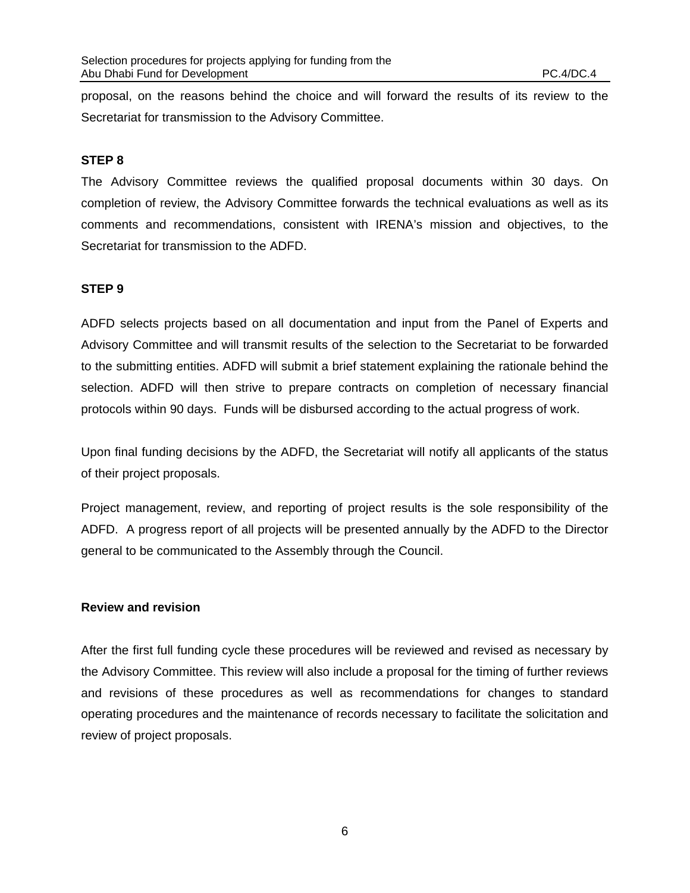proposal, on the reasons behind the choice and will forward the results of its review to the Secretariat for transmission to the Advisory Committee.

**STEP 8**

The Advisory Committee reviews the qualified proposal documents within 30 days. On completion of review, the Advisory Committee forwards the technical evaluations as well as its comments and recommendations, consistent with IRENA's mission and objectives, to the Secretariat for transmission to the ADFD.

**STEP 9**

ADFD selects projects based on all documentation and input from the Panel of Experts and Advisory Committee and will transmit results of the selection to the Secretariat to be forwarded to the submitting entities. ADFD will submit a brief statement explaining the rationale behind the selection. ADFD will then strive to prepare contracts on completion of necessary financial protocols within 90 days. Funds will be disbursed according to the actual progress of work.

Upon final funding decisions by the ADFD, the Secretariat will notify all applicants of the status of their project proposals.

Project management, review, and reporting of project results is the sole responsibility of the ADFD. A progress report of all projects will be presented annually by the ADFD to the Director general to be communicated to the Assembly through the Council.

**Review and revision**

After the first full funding cycle these procedures will be reviewed and revised as necessary by the Advisory Committee. This review will also include a proposal for the timing of further reviews and revisions of these procedures as well as recommendations for changes to standard operating procedures and the maintenance of records necessary to facilitate the solicitation and review of project proposals.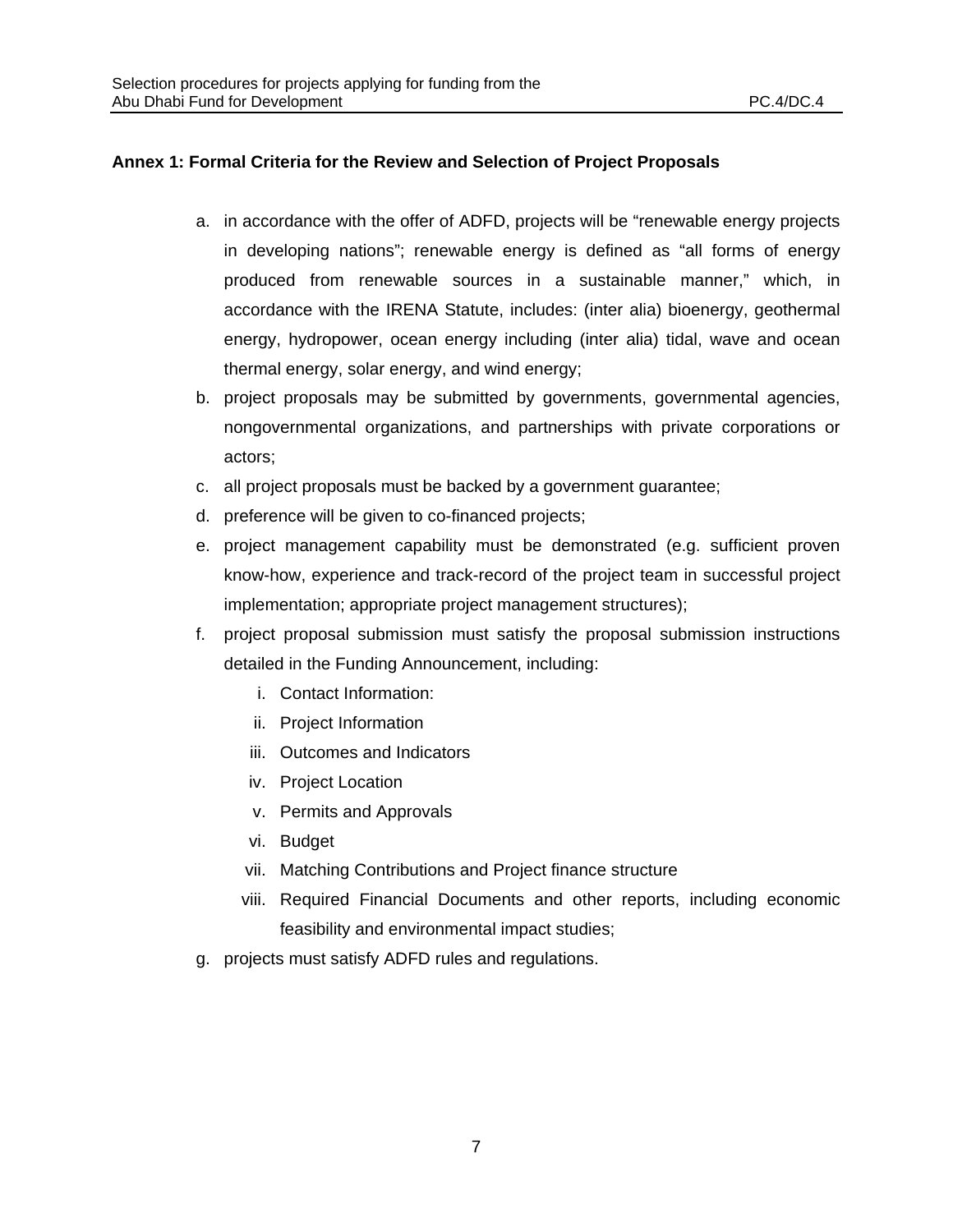**Annex 1: Formal Criteria for the Review and Selection of Project Proposals**

a. in accordance with the offer of ADFD, projects will be “renewable energy projects in developing nations”; renewable energy is defined as “all forms of energy produced from renewable sources in a sustainable manner,” which, in accordance with the IRENA Statute, includes: (inter alia) bioenergy, geothermal energy, hydropower, ocean energy including (inter alia) tidal, wave and ocean thermal energy, solar energy, and wind energy;
b. project proposals may be submitted by governments, governmental agencies, nongovernmental organizations, and partnerships with private corporations or actors;
c. all project proposals must be backed by a government guarantee;
d. preference will be given to co-financed projects;
e. project management capability must be demonstrated (e.g. sufficient proven know-how, experience and track-record of the project team in successful project implementation; appropriate project management structures);
f. project proposal submission must satisfy the proposal submission instructions detailed in the Funding Announcement, including:
   i. Contact Information:
   ii. Project Information
   iii. Outcomes and Indicators
   iv. Project Location
   v. Permits and Approvals
   vi. Budget
   vii. Matching Contributions and Project finance structure
   viii. Required Financial Documents and other reports, including economic feasibility and environmental impact studies;
g. projects must satisfy ADFD rules and regulations.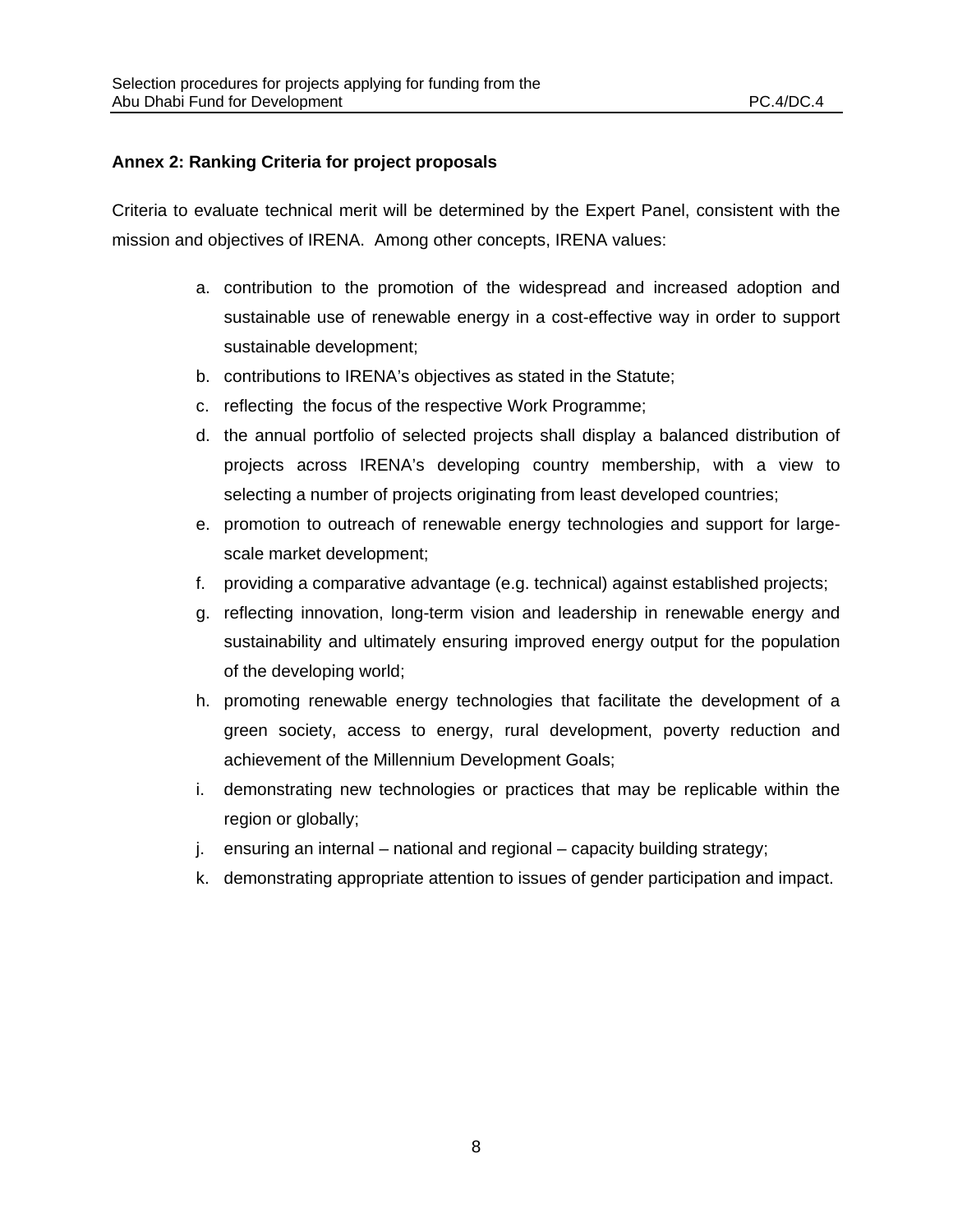**Annex 2: Ranking Criteria for project proposals**

Criteria to evaluate technical merit will be determined by the Expert Panel, consistent with the mission and objectives of IRENA. Among other concepts, IRENA values:

a. contribution to the promotion of the widespread and increased adoption and sustainable use of renewable energy in a cost-effective way in order to support sustainable development;
b. contributions to IRENA's objectives as stated in the Statute;
c. reflecting the focus of the respective Work Programme;
d. the annual portfolio of selected projects shall display a balanced distribution of projects across IRENA's developing country membership, with a view to selecting a number of projects originating from least developed countries;
e. promotion to outreach of renewable energy technologies and support for large-scale market development;
f. providing a comparative advantage (e.g. technical) against established projects;
g. reflecting innovation, long-term vision and leadership in renewable energy and sustainability and ultimately ensuring improved energy output for the population of the developing world;
h. promoting renewable energy technologies that facilitate the development of a green society, access to energy, rural development, poverty reduction and achievement of the Millennium Development Goals;
i. demonstrating new technologies or practices that may be replicable within the region or globally;
j. ensuring an internal – national and regional – capacity building strategy;
k. demonstrating appropriate attention to issues of gender participation and impact.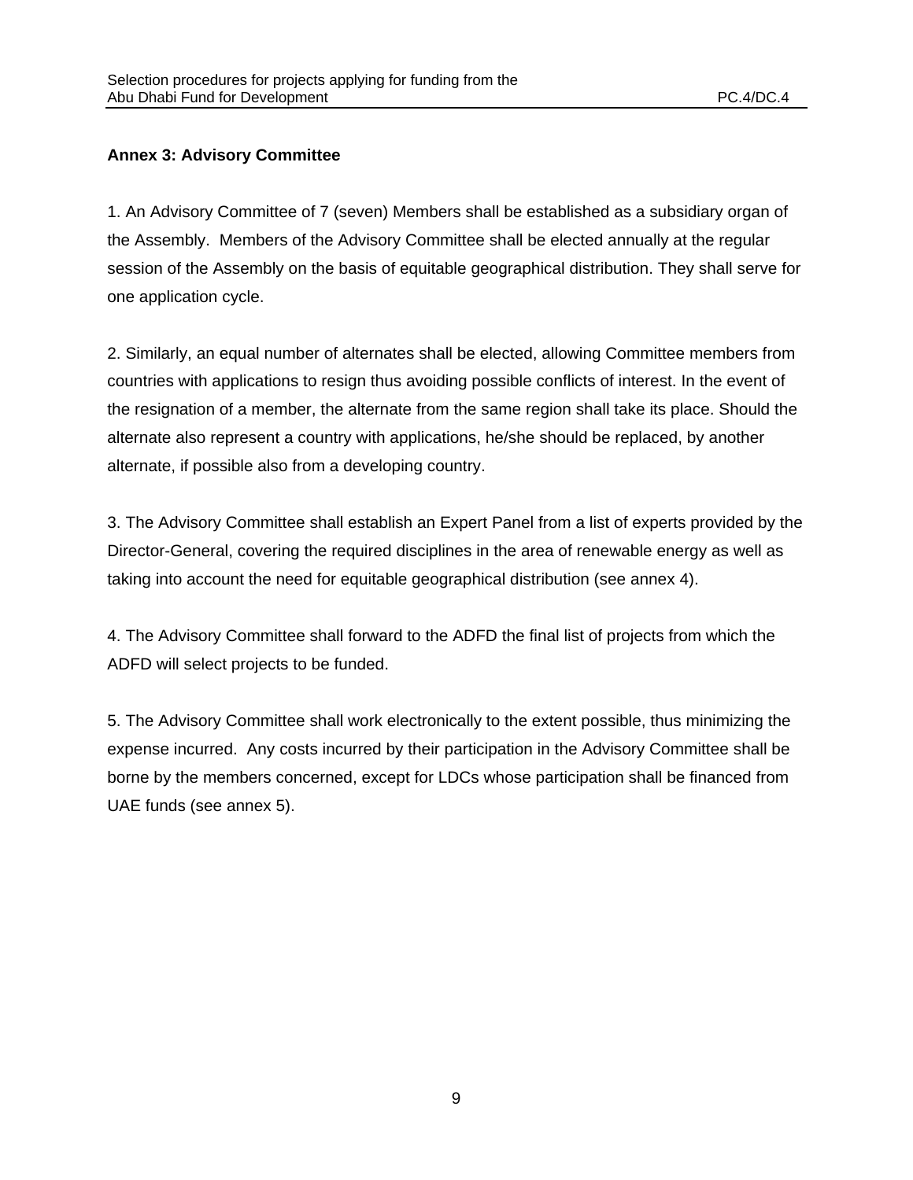## Annex 3: Advisory Committee

1. An Advisory Committee of 7 (seven) Members shall be established as a subsidiary organ of the Assembly.  Members of the Advisory Committee shall be elected annually at the regular session of the Assembly on the basis of equitable geographical distribution. They shall serve for one application cycle.

2. Similarly, an equal number of alternates shall be elected, allowing Committee members from countries with applications to resign thus avoiding possible conflicts of interest. In the event of the resignation of a member, the alternate from the same region shall take its place. Should the alternate also represent a country with applications, he/she should be replaced, by another alternate, if possible also from a developing country.

3. The Advisory Committee shall establish an Expert Panel from a list of experts provided by the Director-General, covering the required disciplines in the area of renewable energy as well as taking into account the need for equitable geographical distribution (see annex 4).

4. The Advisory Committee shall forward to the ADFD the final list of projects from which the ADFD will select projects to be funded.

5. The Advisory Committee shall work electronically to the extent possible, thus minimizing the expense incurred.  Any costs incurred by their participation in the Advisory Committee shall be borne by the members concerned, except for LDCs whose participation shall be financed from UAE funds (see annex 5).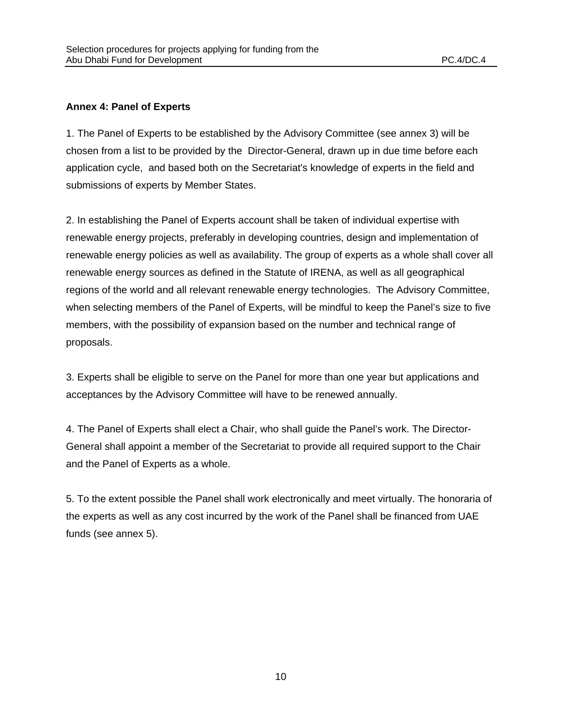## Annex 4: Panel of Experts

1. The Panel of Experts to be established by the Advisory Committee (see annex 3) will be chosen from a list to be provided by the Director-General, drawn up in due time before each application cycle, and based both on the Secretariat's knowledge of experts in the field and submissions of experts by Member States.

2. In establishing the Panel of Experts account shall be taken of individual expertise with renewable energy projects, preferably in developing countries, design and implementation of renewable energy policies as well as availability. The group of experts as a whole shall cover all renewable energy sources as defined in the Statute of IRENA, as well as all geographical regions of the world and all relevant renewable energy technologies. The Advisory Committee, when selecting members of the Panel of Experts, will be mindful to keep the Panel's size to five members, with the possibility of expansion based on the number and technical range of proposals.

3. Experts shall be eligible to serve on the Panel for more than one year but applications and acceptances by the Advisory Committee will have to be renewed annually.

4. The Panel of Experts shall elect a Chair, who shall guide the Panel's work. The Director-General shall appoint a member of the Secretariat to provide all required support to the Chair and the Panel of Experts as a whole.

5. To the extent possible the Panel shall work electronically and meet virtually. The honoraria of the experts as well as any cost incurred by the work of the Panel shall be financed from UAE funds (see annex 5).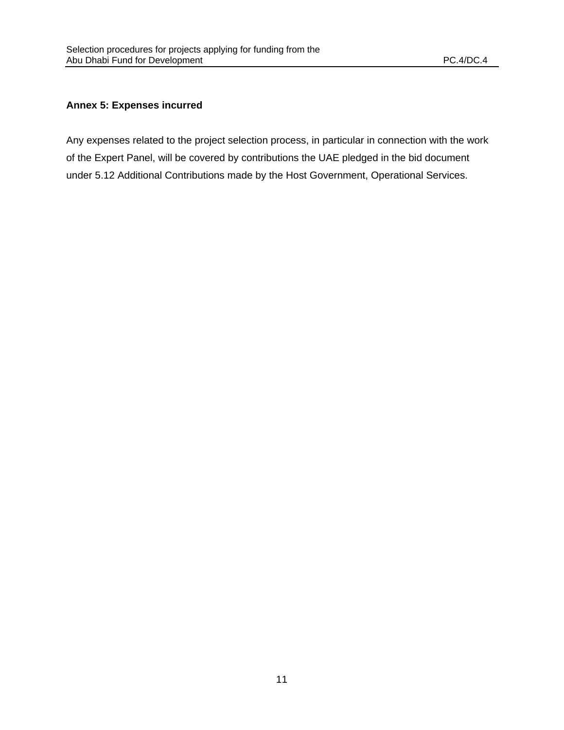## Annex 5: Expenses incurred

Any expenses related to the project selection process, in particular in connection with the work of the Expert Panel, will be covered by contributions the UAE pledged in the bid document under 5.12 Additional Contributions made by the Host Government, Operational Services.